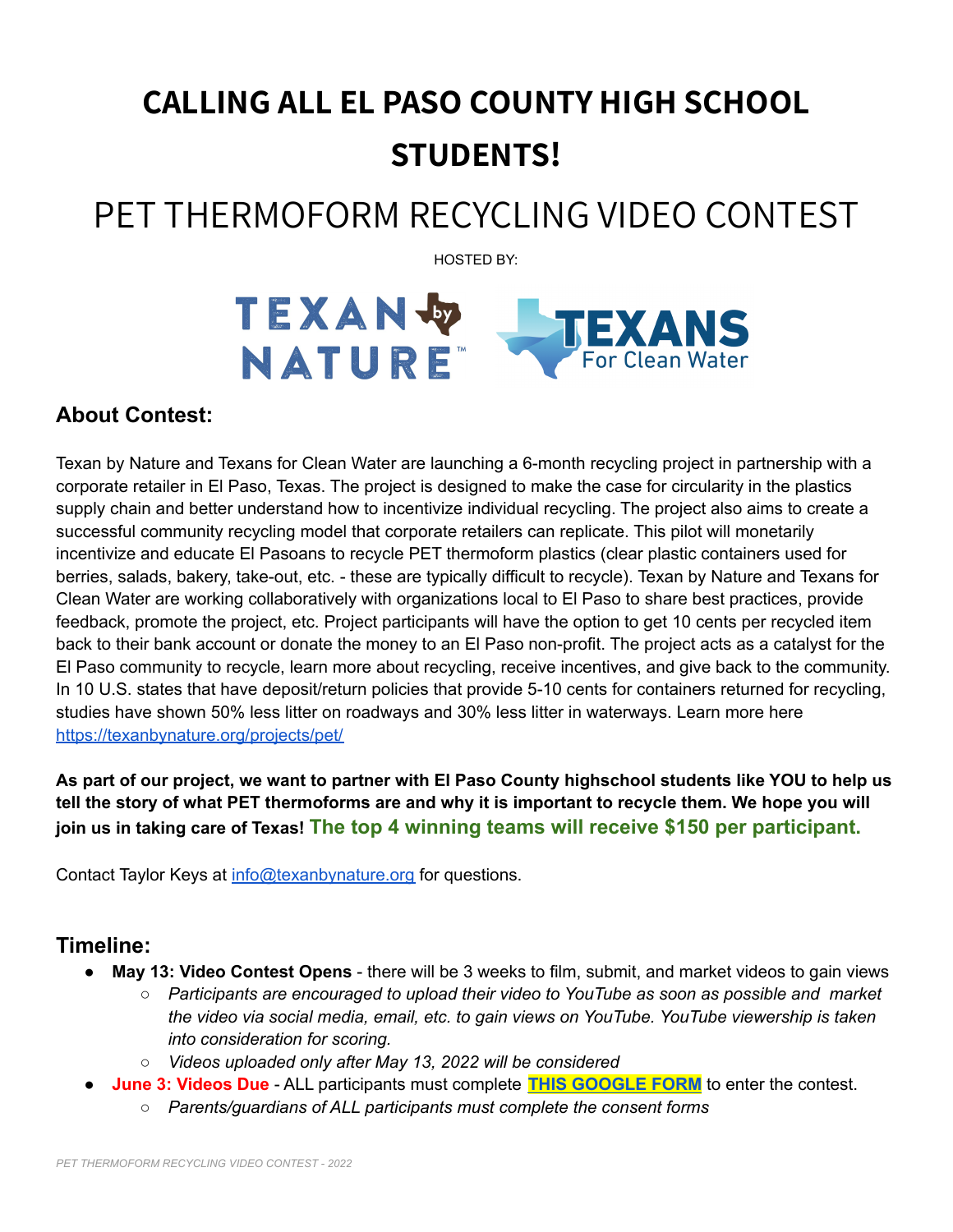# CALLING ALL EL PASO COUNTY HIGH SCHOOL STUDENTS!

# PET THERMOFORM RECYCLING VIDEO CONTEST

HOSTED BY:

TEXAN by NATURE™ TEXANS For Clean Water

## About Contest:

Texan by Nature and Texans for Clean Water are launching a 6-month recycling project in partnership with a corporate retailer in El Paso, Texas. The project is designed to make the case for circularity in the plastics supply chain and better understand how to incentivize individual recycling. The project also aims to create a successful community recycling model that corporate retailers can replicate. This pilot will monetarily incentivize and educate El Pasoans to recycle PET thermoform plastics (clear plastic containers used for berries, salads, bakery, take-out, etc. - these are typically difficult to recycle). Texan by Nature and Texans for Clean Water are working collaboratively with organizations local to El Paso to share best practices, provide feedback, promote the project, etc. Project participants will have the option to get 10 cents per recycled item back to their bank account or donate the money to an El Paso non-profit. The project acts as a catalyst for the El Paso community to recycle, learn more about recycling, receive incentives, and give back to the community. In 10 U.S. states that have deposit/return policies that provide 5-10 cents for containers returned for recycling, studies have shown 50% less litter on roadways and 30% less litter in waterways. Learn more here https://texanbynature.org/projects/pet/

**As part of our project, we want to partner with El Paso County highschool students like YOU to help us tell the story of what PET thermoforms are and why it is important to recycle them. We hope you will join us in taking care of Texas! The top 4 winning teams will receive $150 per participant.**

Contact Taylor Keys at info@texanbynature.org for questions.

## Timeline:

- **May 13: Video Contest Opens** - there will be 3 weeks to film, submit, and market videos to gain views
  - *Participants are encouraged to upload their video to YouTube as soon as possible and market the video via social media, email, etc. to gain views on YouTube. YouTube viewership is taken into consideration for scoring.*
  - *Videos uploaded only after May 13, 2022 will be considered*
- **June 3: Videos Due** - ALL participants must complete **THIS GOOGLE FORM** to enter the contest.
  - *Parents/guardians of ALL participants must complete the consent forms*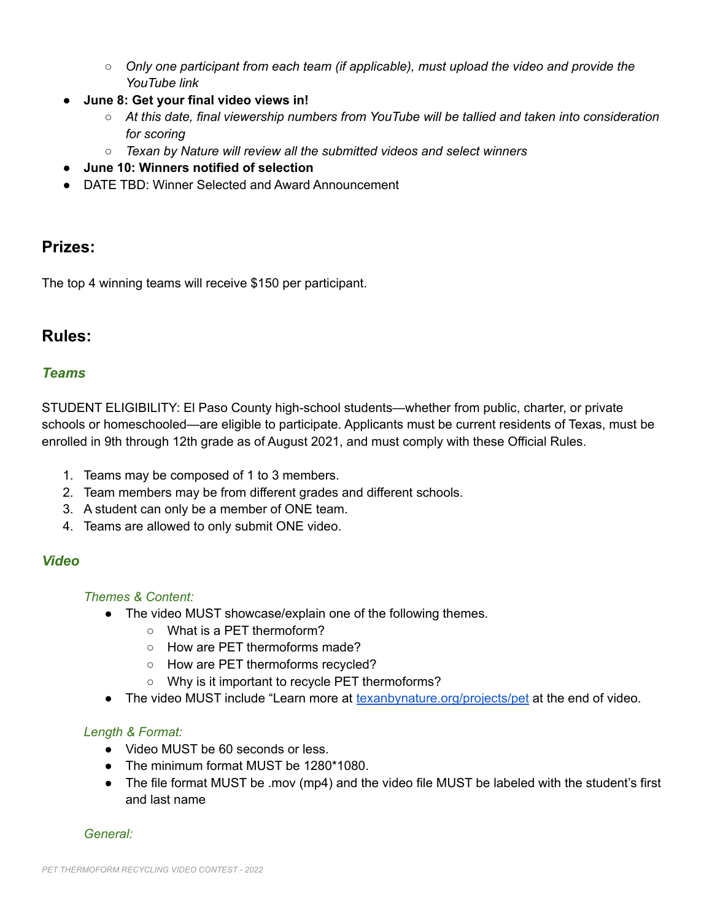- *Only one participant from each team (if applicable), must upload the video and provide the YouTube link*
- **June 8: Get your final video views in!**
    - *At this date, final viewership numbers from YouTube will be tallied and taken into consideration for scoring*
    - *Texan by Nature will review all the submitted videos and select winners*
- **June 10: Winners notified of selection**
- DATE TBD: Winner Selected and Award Announcement

## Prizes:

The top 4 winning teams will receive $150 per participant.

## Rules:

### *Teams*

STUDENT ELIGIBILITY: El Paso County high-school students—whether from public, charter, or private schools or homeschooled—are eligible to participate. Applicants must be current residents of Texas, must be enrolled in 9th through 12th grade as of August 2021, and must comply with these Official Rules.

1. Teams may be composed of 1 to 3 members.
2. Team members may be from different grades and different schools.
3. A student can only be a member of ONE team.
4. Teams are allowed to only submit ONE video.

### *Video*

*Themes & Content:*

- The video MUST showcase/explain one of the following themes.
    - What is a PET thermoform?
    - How are PET thermoforms made?
    - How are PET thermoforms recycled?
    - Why is it important to recycle PET thermoforms?
- The video MUST include "Learn more at texanbynature.org/projects/pet at the end of video.

*Length & Format:*

- Video MUST be 60 seconds or less.
- The minimum format MUST be 1280*1080.
- The file format MUST be .mov (mp4) and the video file MUST be labeled with the student's first and last name

*General:*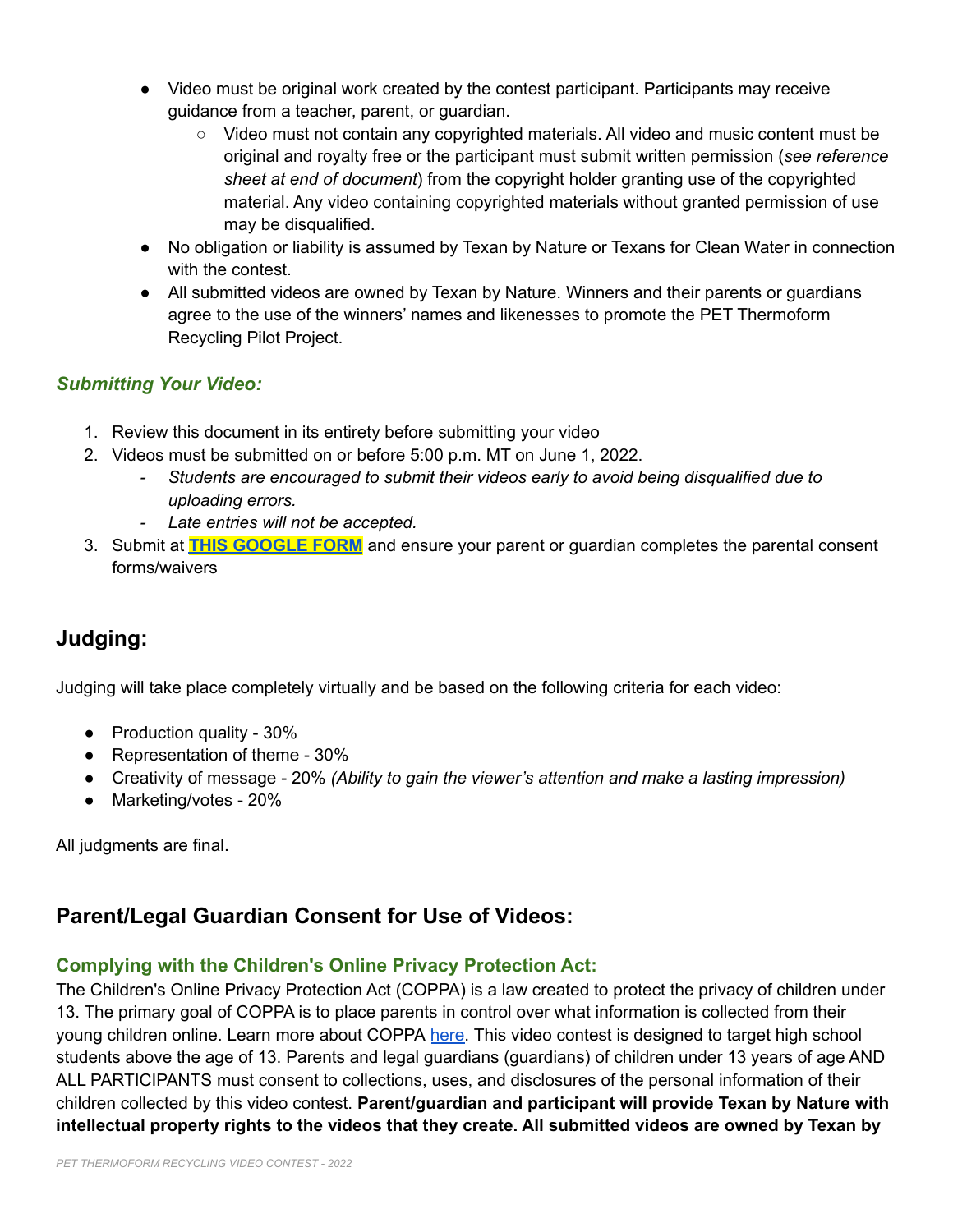- Video must be original work created by the contest participant. Participants may receive guidance from a teacher, parent, or guardian.
    - Video must not contain any copyrighted materials. All video and music content must be original and royalty free or the participant must submit written permission (*see reference sheet at end of document*) from the copyright holder granting use of the copyrighted material. Any video containing copyrighted materials without granted permission of use may be disqualified.
- No obligation or liability is assumed by Texan by Nature or Texans for Clean Water in connection with the contest.
- All submitted videos are owned by Texan by Nature. Winners and their parents or guardians agree to the use of the winners' names and likenesses to promote the PET Thermoform Recycling Pilot Project.

### *Submitting Your Video:*

1. Review this document in its entirety before submitting your video
2. Videos must be submitted on or before 5:00 p.m. MT on June 1, 2022.
    - *Students are encouraged to submit their videos early to avoid being disqualified due to uploading errors.*
    - *Late entries will not be accepted.*
3. Submit at **THIS GOOGLE FORM** and ensure your parent or guardian completes the parental consent forms/waivers

## Judging:

Judging will take place completely virtually and be based on the following criteria for each video:

- Production quality - 30%
- Representation of theme - 30%
- Creativity of message - 20% *(Ability to gain the viewer's attention and make a lasting impression)*
- Marketing/votes - 20%

All judgments are final.

## Parent/Legal Guardian Consent for Use of Videos:

### Complying with the Children's Online Privacy Protection Act:

The Children's Online Privacy Protection Act (COPPA) is a law created to protect the privacy of children under 13. The primary goal of COPPA is to place parents in control over what information is collected from their young children online. Learn more about COPPA here. This video contest is designed to target high school students above the age of 13. Parents and legal guardians (guardians) of children under 13 years of age AND ALL PARTICIPANTS must consent to collections, uses, and disclosures of the personal information of their children collected by this video contest. **Parent/guardian and participant will provide Texan by Nature with intellectual property rights to the videos that they create. All submitted videos are owned by Texan by**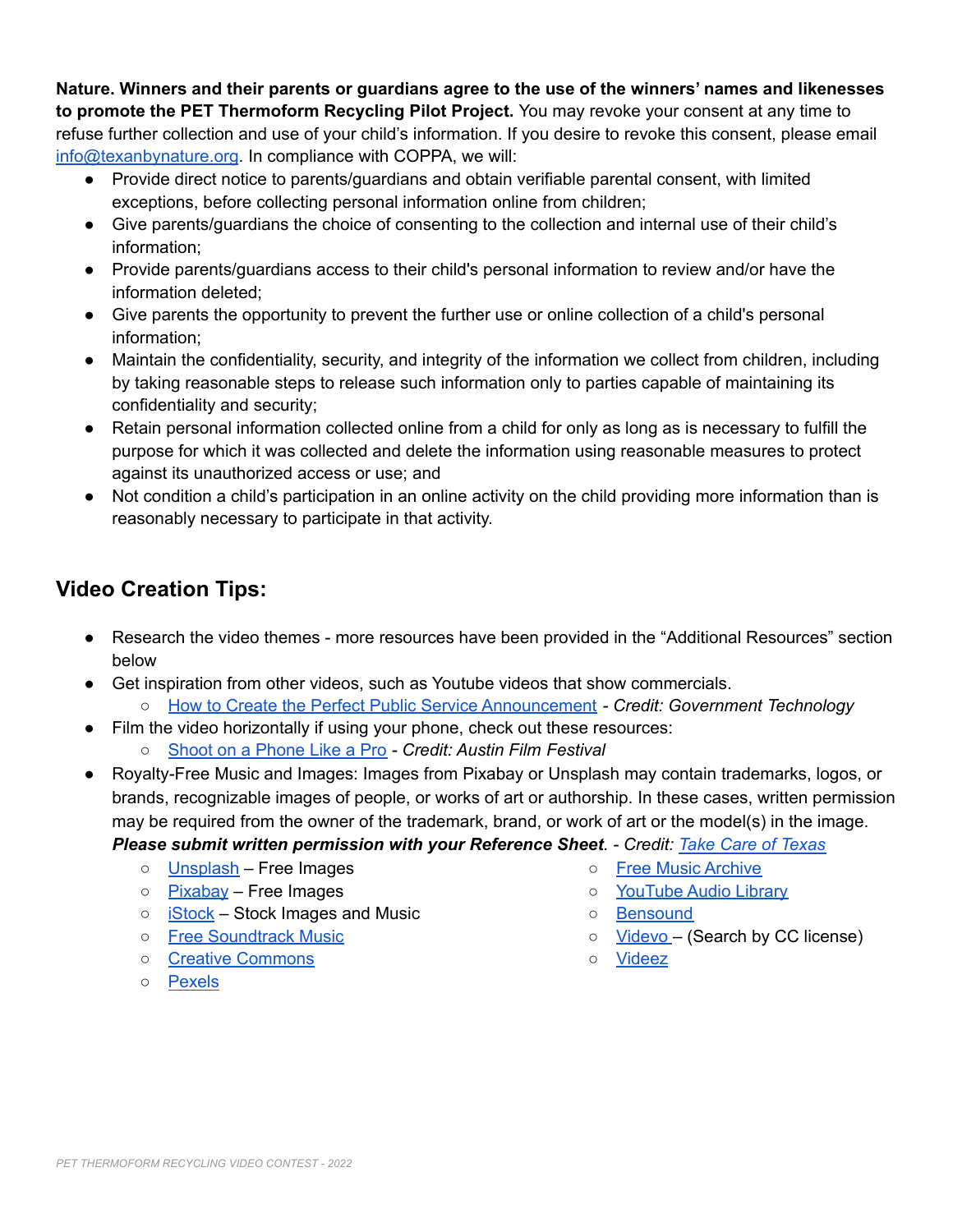**Nature. Winners and their parents or guardians agree to the use of the winners' names and likenesses to promote the PET Thermoform Recycling Pilot Project.** You may revoke your consent at any time to refuse further collection and use of your child's information. If you desire to revoke this consent, please email info@texanbynature.org. In compliance with COPPA, we will:

- Provide direct notice to parents/guardians and obtain verifiable parental consent, with limited exceptions, before collecting personal information online from children;
- Give parents/guardians the choice of consenting to the collection and internal use of their child's information;
- Provide parents/guardians access to their child's personal information to review and/or have the information deleted;
- Give parents the opportunity to prevent the further use or online collection of a child's personal information;
- Maintain the confidentiality, security, and integrity of the information we collect from children, including by taking reasonable steps to release such information only to parties capable of maintaining its confidentiality and security;
- Retain personal information collected online from a child for only as long as is necessary to fulfill the purpose for which it was collected and delete the information using reasonable measures to protect against its unauthorized access or use; and
- Not condition a child's participation in an online activity on the child providing more information than is reasonably necessary to participate in that activity.

## Video Creation Tips:

- Research the video themes - more resources have been provided in the "Additional Resources" section below
- Get inspiration from other videos, such as Youtube videos that show commercials.
  - How to Create the Perfect Public Service Announcement - *Credit: Government Technology*
- Film the video horizontally if using your phone, check out these resources:
  - Shoot on a Phone Like a Pro - *Credit: Austin Film Festival*
- Royalty-Free Music and Images: Images from Pixabay or Unsplash may contain trademarks, logos, or brands, recognizable images of people, or works of art or authorship. In these cases, written permission may be required from the owner of the trademark, brand, or work of art or the model(s) in the image. ***Please submit written permission with your Reference Sheet***. - *Credit: Take Care of Texas*
  - Unsplash – Free Images
  - Pixabay – Free Images
  - iStock – Stock Images and Music
  - Free Soundtrack Music
  - Creative Commons
  - Pexels
  - Free Music Archive
  - YouTube Audio Library
  - Bensound
  - Videvo – (Search by CC license)
  - Videez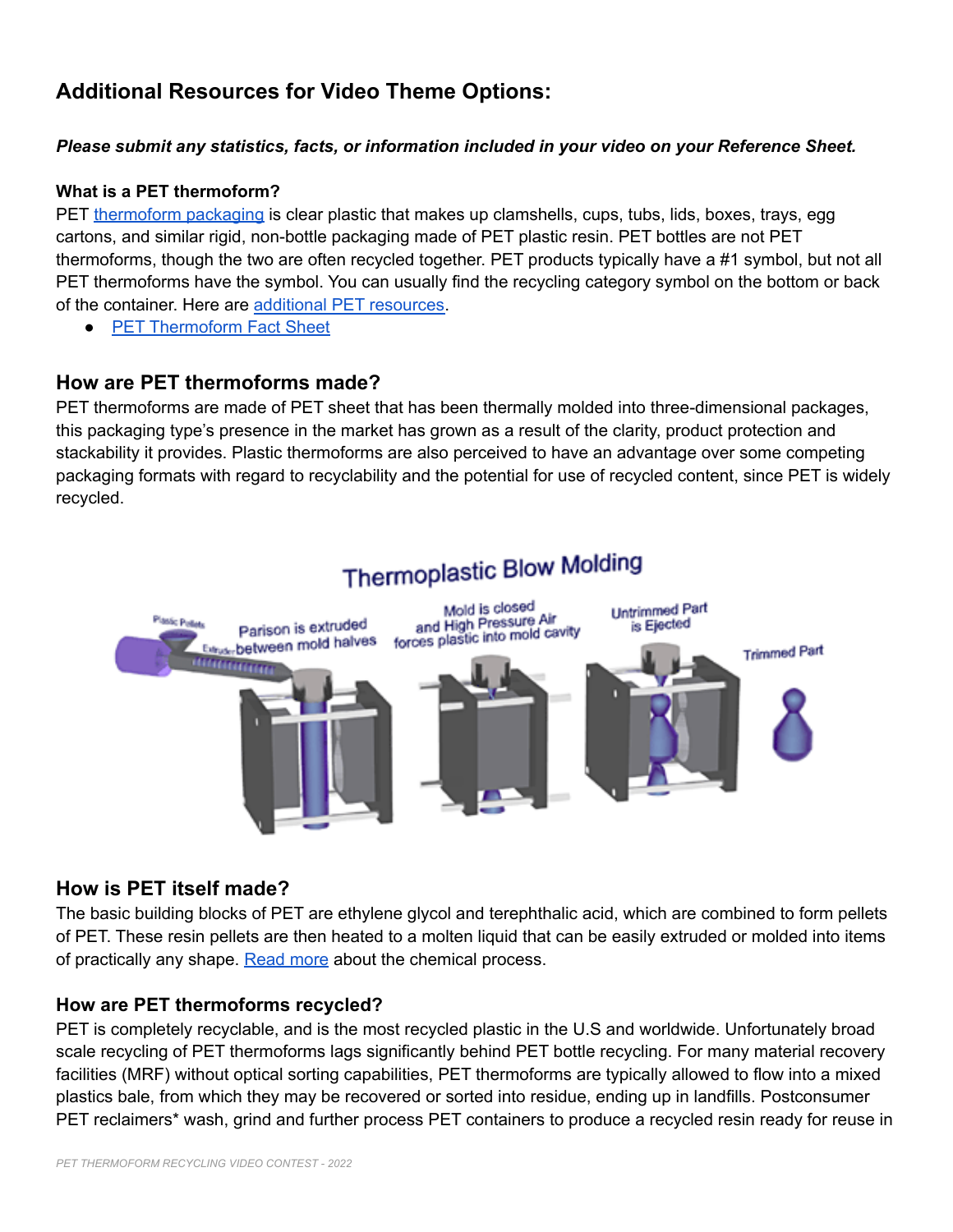## Additional Resources for Video Theme Options:

***Please submit any statistics, facts, or information included in your video on your Reference Sheet.***

**What is a PET thermoform?**

PET thermoform packaging is clear plastic that makes up clamshells, cups, tubs, lids, boxes, trays, egg cartons, and similar rigid, non-bottle packaging made of PET plastic resin. PET bottles are not PET thermoforms, though the two are often recycled together. PET products typically have a #1 symbol, but not all PET thermoforms have the symbol. You can usually find the recycling category symbol on the bottom or back of the container. Here are additional PET resources.

- PET Thermoform Fact Sheet

### How are PET thermoforms made?

PET thermoforms are made of PET sheet that has been thermally molded into three-dimensional packages, this packaging type's presence in the market has grown as a result of the clarity, product protection and stackability it provides. Plastic thermoforms are also perceived to have an advantage over some competing packaging formats with regard to recyclability and the potential for use of recycled content, since PET is widely recycled.

Thermoplastic Blow Molding

Plastic Pellets — Extruder — Parison is extruded between mold halves — Mold is closed and High Pressure Air forces plastic into mold cavity — Untrimmed Part is Ejected — Trimmed Part

### How is PET itself made?

The basic building blocks of PET are ethylene glycol and terephthalic acid, which are combined to form pellets of PET. These resin pellets are then heated to a molten liquid that can be easily extruded or molded into items of practically any shape. Read more about the chemical process.

### How are PET thermoforms recycled?

PET is completely recyclable, and is the most recycled plastic in the U.S and worldwide. Unfortunately broad scale recycling of PET thermoforms lags significantly behind PET bottle recycling. For many material recovery facilities (MRF) without optical sorting capabilities, PET thermoforms are typically allowed to flow into a mixed plastics bale, from which they may be recovered or sorted into residue, ending up in landfills. Postconsumer PET reclaimers* wash, grind and further process PET containers to produce a recycled resin ready for reuse in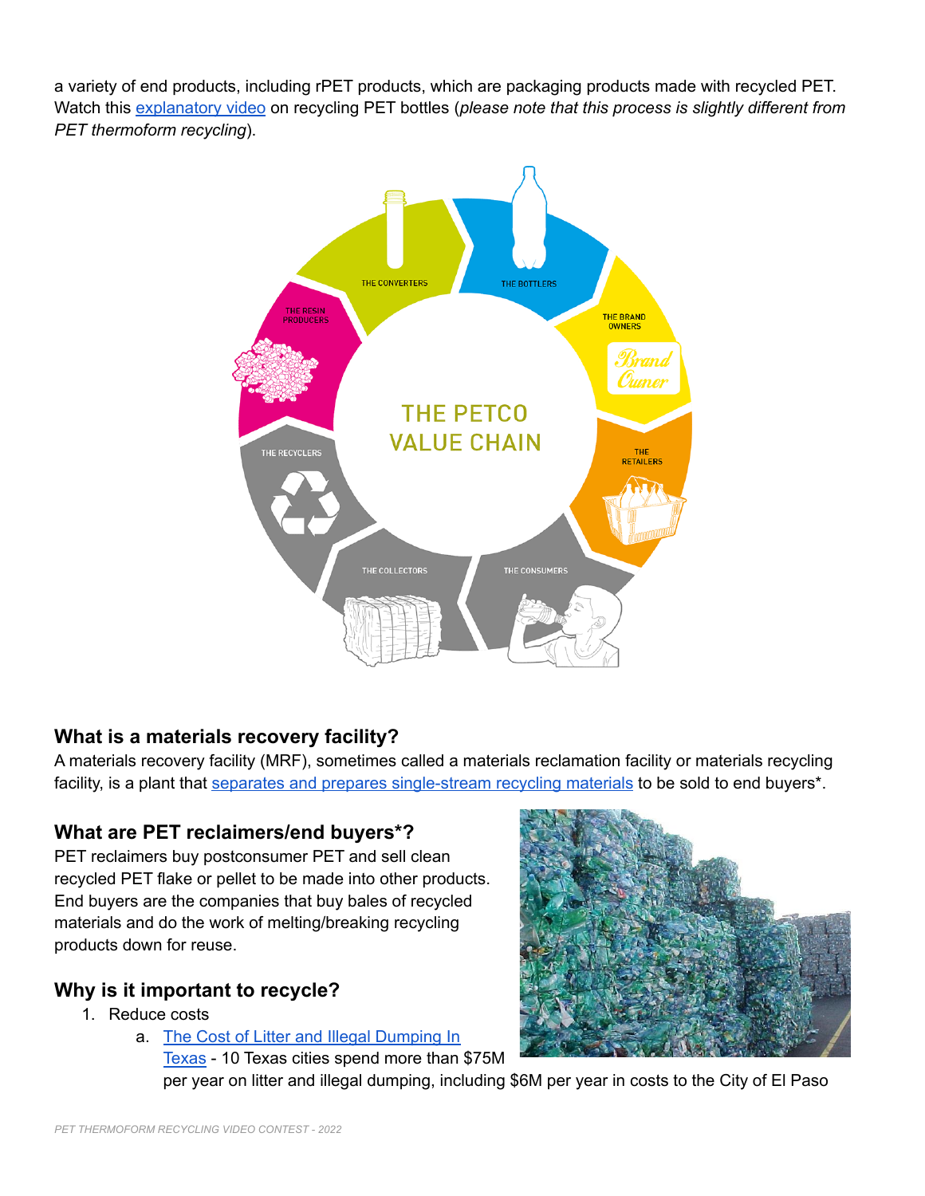a variety of end products, including rPET products, which are packaging products made with recycled PET. Watch this explanatory video on recycling PET bottles (*please note that this process is slightly different from PET thermoform recycling*).

## What is a materials recovery facility?

A materials recovery facility (MRF), sometimes called a materials reclamation facility or materials recycling facility, is a plant that separates and prepares single-stream recycling materials to be sold to end buyers*.

## What are PET reclaimers/end buyers*?

PET reclaimers buy postconsumer PET and sell clean recycled PET flake or pellet to be made into other products. End buyers are the companies that buy bales of recycled materials and do the work of melting/breaking recycling products down for reuse.

## Why is it important to recycle?

1. Reduce costs
   a. The Cost of Litter and Illegal Dumping In Texas - 10 Texas cities spend more than $75M per year on litter and illegal dumping, including $6M per year in costs to the City of El Paso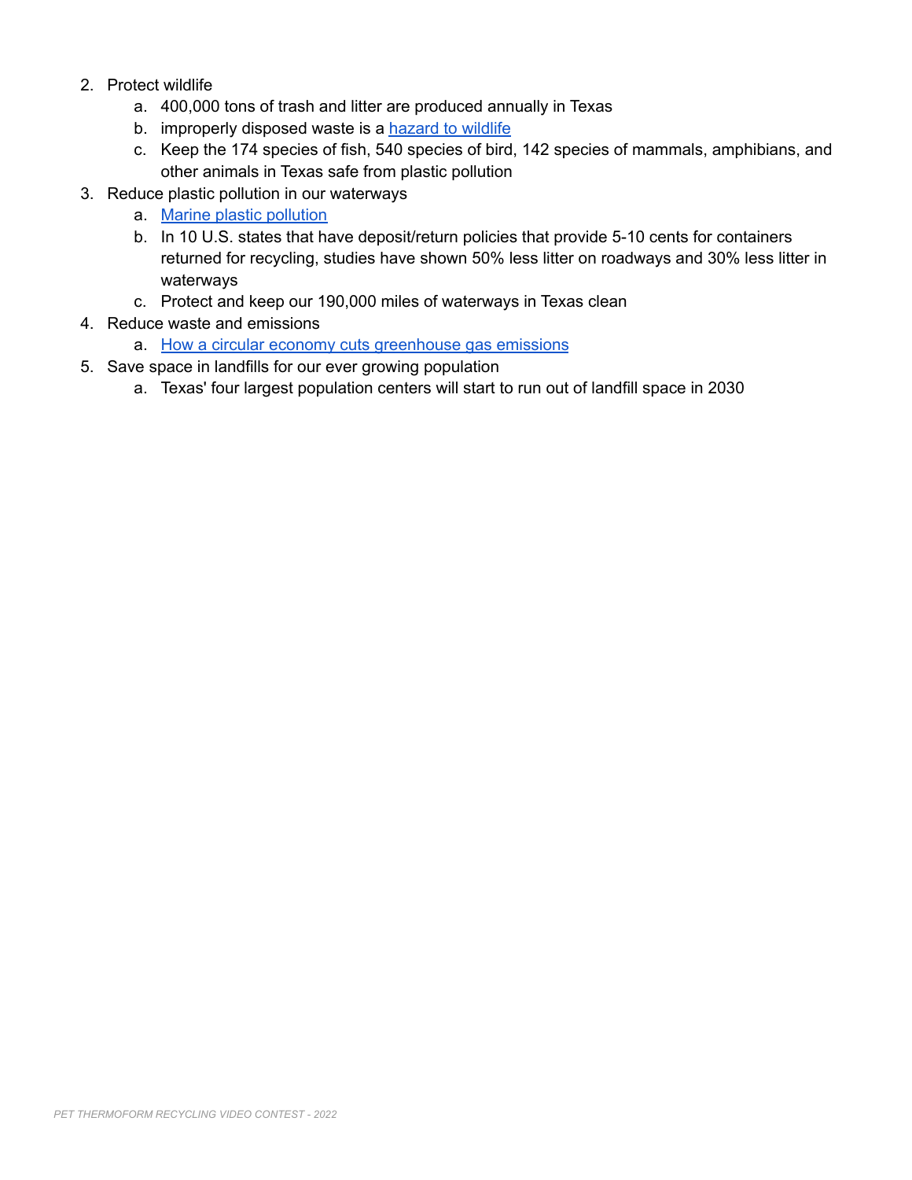2. Protect wildlife
    a. 400,000 tons of trash and litter are produced annually in Texas
    b. improperly disposed waste is a hazard to wildlife
    c. Keep the 174 species of fish, 540 species of bird, 142 species of mammals, amphibians, and other animals in Texas safe from plastic pollution
3. Reduce plastic pollution in our waterways
    a. Marine plastic pollution
    b. In 10 U.S. states that have deposit/return policies that provide 5-10 cents for containers returned for recycling, studies have shown 50% less litter on roadways and 30% less litter in waterways
    c. Protect and keep our 190,000 miles of waterways in Texas clean
4. Reduce waste and emissions
    a. How a circular economy cuts greenhouse gas emissions
5. Save space in landfills for our ever growing population
    a. Texas' four largest population centers will start to run out of landfill space in 2030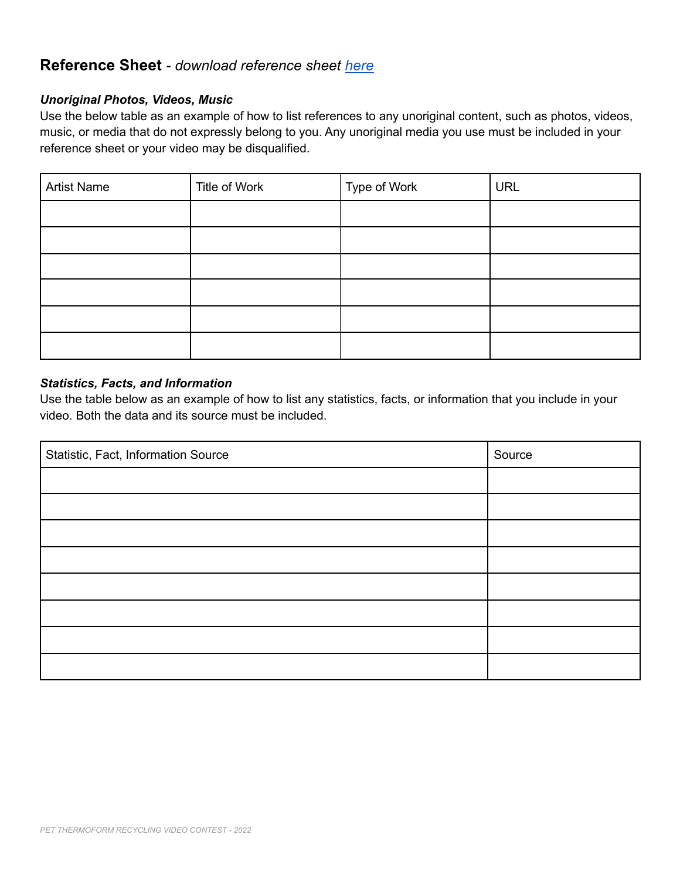## Reference Sheet - *download reference sheet here*

***Unoriginal Photos, Videos, Music***

Use the below table as an example of how to list references to any unoriginal content, such as photos, videos, music, or media that do not expressly belong to you. Any unoriginal media you use must be included in your reference sheet or your video may be disqualified.

| Artist Name | Title of Work | Type of Work | URL |
|---|---|---|---|
| | | | |
| | | | |
| | | | |
| | | | |
| | | | |
| | | | |

***Statistics, Facts, and Information***

Use the table below as an example of how to list any statistics, facts, or information that you include in your video. Both the data and its source must be included.

| Statistic, Fact, Information Source | Source |
|---|---|
| | |
| | |
| | |
| | |
| | |
| | |
| | |
| | |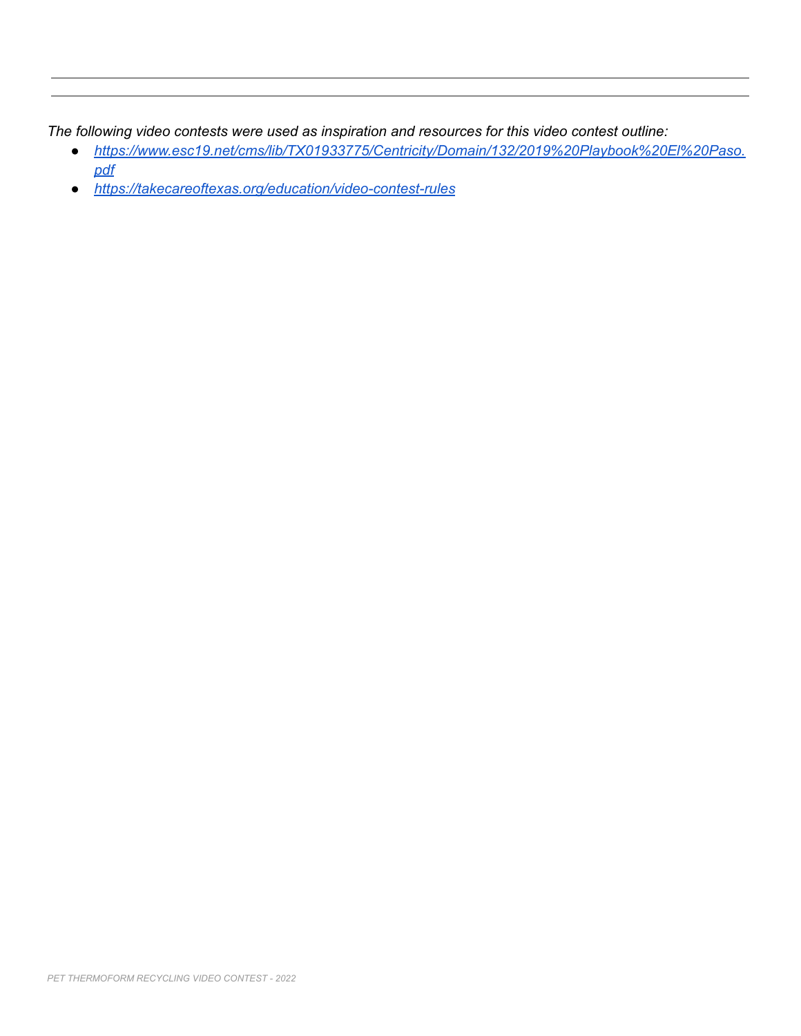---

*The following video contests were used as inspiration and resources for this video contest outline:*

- *https://www.esc19.net/cms/lib/TX01933775/Centricity/Domain/132/2019%20Playbook%20El%20Paso.pdf*
- *https://takecareoftexas.org/education/video-contest-rules*